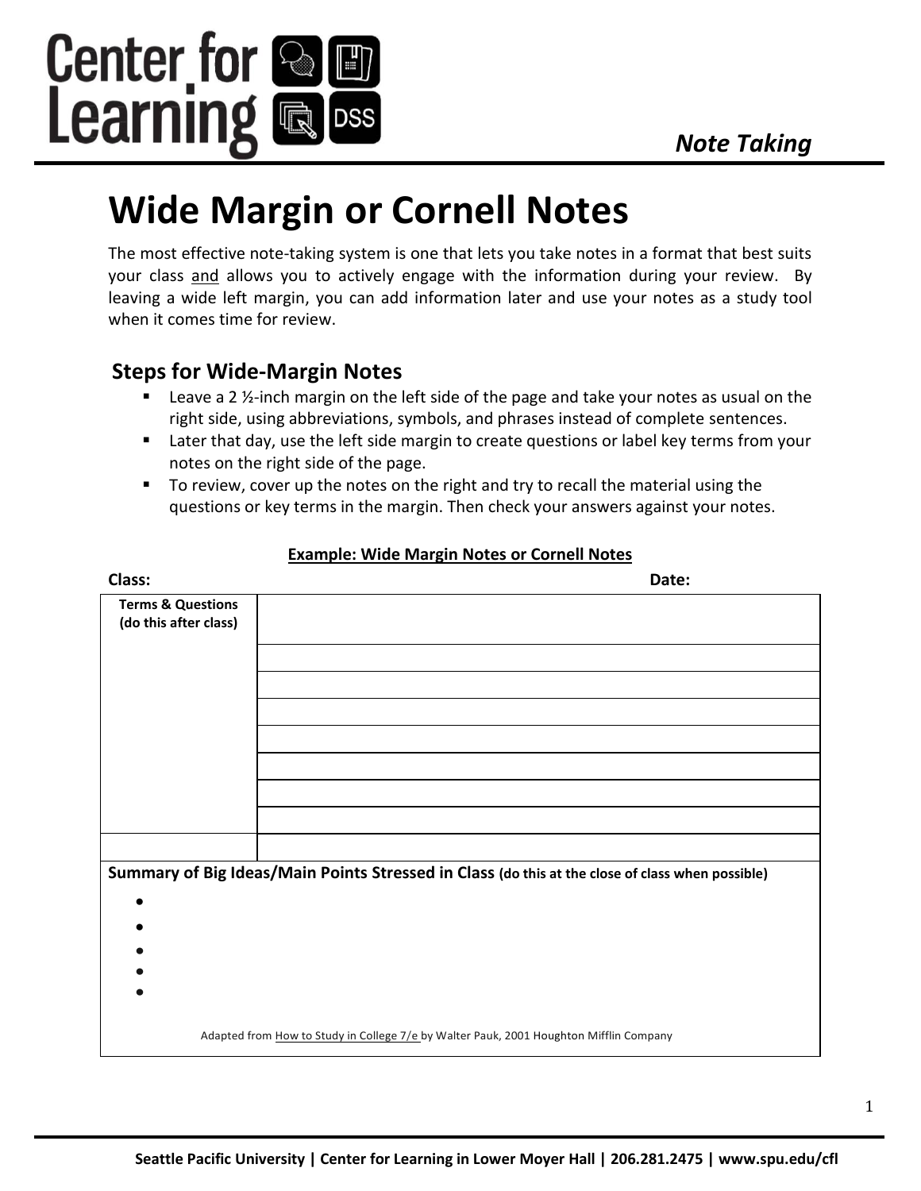Center for Learning

*Note Taking*

# Wide Margin or Cornell Notes

The most effective note-taking system is one that lets you take notes in a format that best suits your class <u>and</u> allows you to actively engage with the information during your review. By leaving a wide left margin, you can add information later and use your notes as a study tool when it comes time for review.

## Steps for Wide-Margin Notes

- Leave a 2 ½-inch margin on the left side of the page and take your notes as usual on the right side, using abbreviations, symbols, and phrases instead of complete sentences.
- Later that day, use the left side margin to create questions or label key terms from your notes on the right side of the page.
- To review, cover up the notes on the right and try to recall the material using the questions or key terms in the margin. Then check your answers against your notes.

**<u>Example: Wide Margin Notes or Cornell Notes</u>**

**Class:** **Date:**

| **Terms & Questions (do this after class)** | |
|---|---|
| | |
| | |
| | |
| | |
| | |
| | |
| | |
| | |

**Summary of Big Ideas/Main Points Stressed in Class** **(do this at the close of class when possible)**

- 
- 
- 
- 
- 

Adapted from <u>How to Study in College 7/e</u> by Walter Pauk, 2001 Houghton Mifflin Company

**Seattle Pacific University | Center for Learning in Lower Moyer Hall | 206.281.2475 | www.spu.edu/cfl**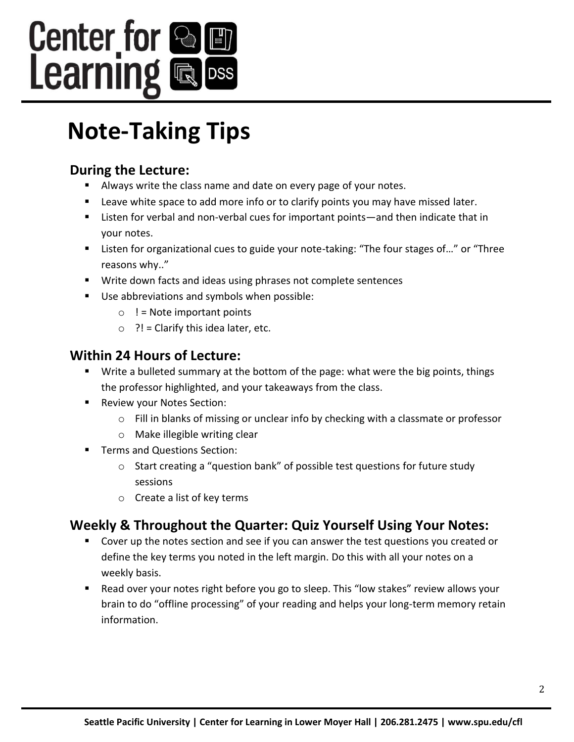# Center for Learning

## Note-Taking Tips

### During the Lecture:

- Always write the class name and date on every page of your notes.
- Leave white space to add more info or to clarify points you may have missed later.
- Listen for verbal and non-verbal cues for important points—and then indicate that in your notes.
- Listen for organizational cues to guide your note-taking: "The four stages of…" or "Three reasons why.."
- Write down facts and ideas using phrases not complete sentences
- Use abbreviations and symbols when possible:
    - ! = Note important points
    - ?! = Clarify this idea later, etc.

### Within 24 Hours of Lecture:

- Write a bulleted summary at the bottom of the page: what were the big points, things the professor highlighted, and your takeaways from the class.
- Review your Notes Section:
    - Fill in blanks of missing or unclear info by checking with a classmate or professor
    - Make illegible writing clear
- Terms and Questions Section:
    - Start creating a "question bank" of possible test questions for future study sessions
    - Create a list of key terms

### Weekly & Throughout the Quarter: Quiz Yourself Using Your Notes:

- Cover up the notes section and see if you can answer the test questions you created or define the key terms you noted in the left margin. Do this with all your notes on a weekly basis.
- Read over your notes right before you go to sleep. This "low stakes" review allows your brain to do "offline processing" of your reading and helps your long-term memory retain information.

Seattle Pacific University | Center for Learning in Lower Moyer Hall | 206.281.2475 | www.spu.edu/cfl